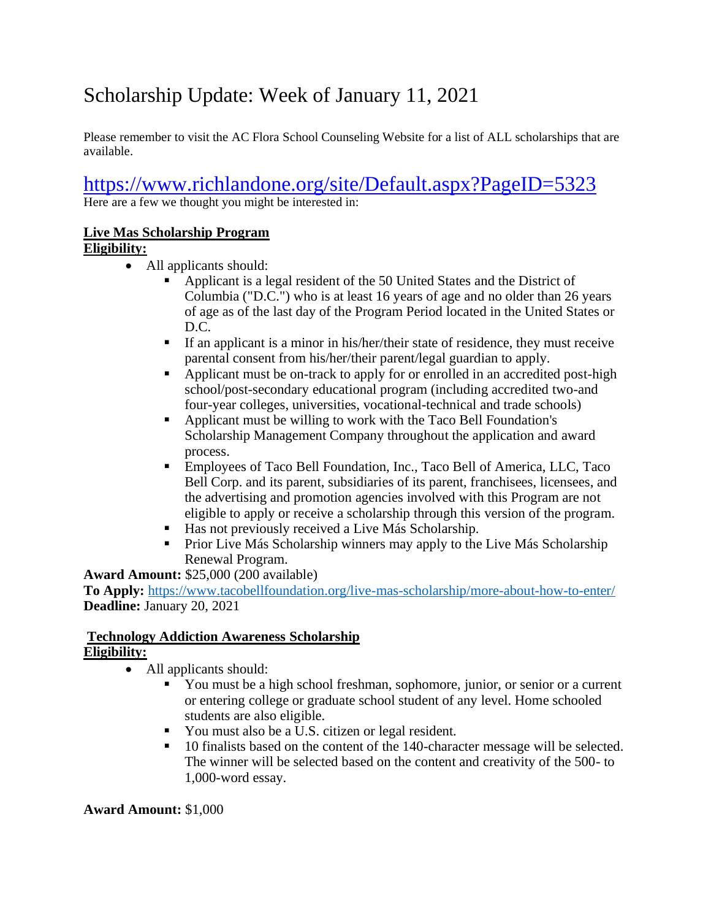# Scholarship Update: Week of January 11, 2021

Please remember to visit the AC Flora School Counseling Website for a list of ALL scholarships that are available.

## https://www.richlandone.org/site/Default.aspx?PageID=5323

Here are a few we thought you might be interested in:

**Live Mas Scholarship Program**
**Eligibility:**

- All applicants should:
  - Applicant is a legal resident of the 50 United States and the District of Columbia ("D.C.") who is at least 16 years of age and no older than 26 years of age as of the last day of the Program Period located in the United States or D.C.
  - If an applicant is a minor in his/her/their state of residence, they must receive parental consent from his/her/their parent/legal guardian to apply.
  - Applicant must be on-track to apply for or enrolled in an accredited post-high school/post-secondary educational program (including accredited two-and four-year colleges, universities, vocational-technical and trade schools)
  - Applicant must be willing to work with the Taco Bell Foundation's Scholarship Management Company throughout the application and award process.
  - Employees of Taco Bell Foundation, Inc., Taco Bell of America, LLC, Taco Bell Corp. and its parent, subsidiaries of its parent, franchisees, licensees, and the advertising and promotion agencies involved with this Program are not eligible to apply or receive a scholarship through this version of the program.
  - Has not previously received a Live Más Scholarship.
  - Prior Live Más Scholarship winners may apply to the Live Más Scholarship Renewal Program.

**Award Amount:** $25,000 (200 available)
**To Apply:** https://www.tacobellfoundation.org/live-mas-scholarship/more-about-how-to-enter/
**Deadline:** January 20, 2021

**Technology Addiction Awareness Scholarship**
**Eligibility:**

- All applicants should:
  - You must be a high school freshman, sophomore, junior, or senior or a current or entering college or graduate school student of any level. Home schooled students are also eligible.
  - You must also be a U.S. citizen or legal resident.
  - 10 finalists based on the content of the 140-character message will be selected. The winner will be selected based on the content and creativity of the 500- to 1,000-word essay.

**Award Amount:** $1,000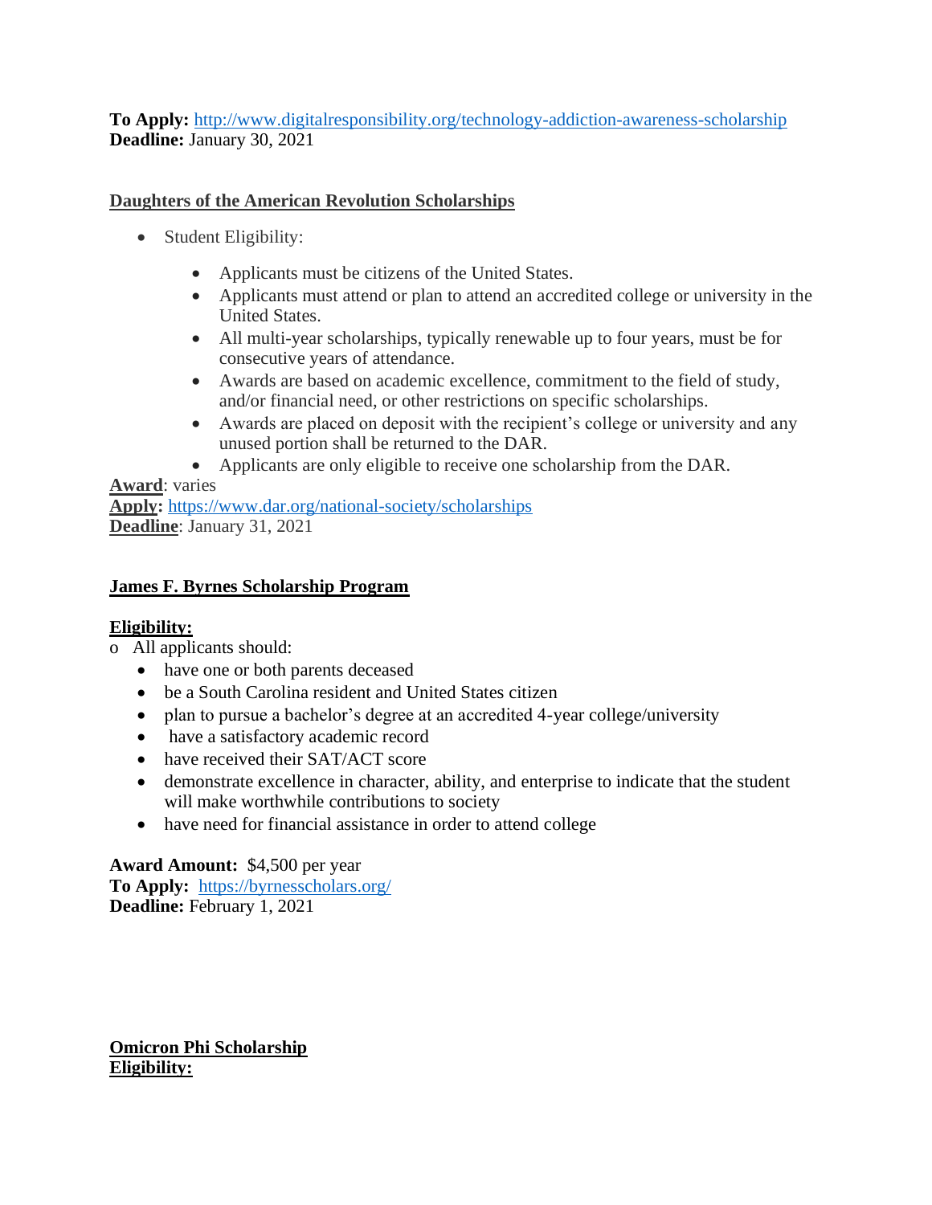**To Apply:** http://www.digitalresponsibility.org/technology-addiction-awareness-scholarship
**Deadline:** January 30, 2021

**Daughters of the American Revolution Scholarships**

- Student Eligibility:
  - Applicants must be citizens of the United States.
  - Applicants must attend or plan to attend an accredited college or university in the United States.
  - All multi-year scholarships, typically renewable up to four years, must be for consecutive years of attendance.
  - Awards are based on academic excellence, commitment to the field of study, and/or financial need, or other restrictions on specific scholarships.
  - Awards are placed on deposit with the recipient's college or university and any unused portion shall be returned to the DAR.
  - Applicants are only eligible to receive one scholarship from the DAR.

**Award**: varies
**Apply:** https://www.dar.org/national-society/scholarships
**Deadline**: January 31, 2021

**James F. Byrnes Scholarship Program**

**Eligibility:**

- All applicants should:
  - have one or both parents deceased
  - be a South Carolina resident and United States citizen
  - plan to pursue a bachelor's degree at an accredited 4-year college/university
  - have a satisfactory academic record
  - have received their SAT/ACT score
  - demonstrate excellence in character, ability, and enterprise to indicate that the student will make worthwhile contributions to society
  - have need for financial assistance in order to attend college

**Award Amount:** $4,500 per year
**To Apply:** https://byrnesscholars.org/
**Deadline:** February 1, 2021

**Omicron Phi Scholarship**
**Eligibility:**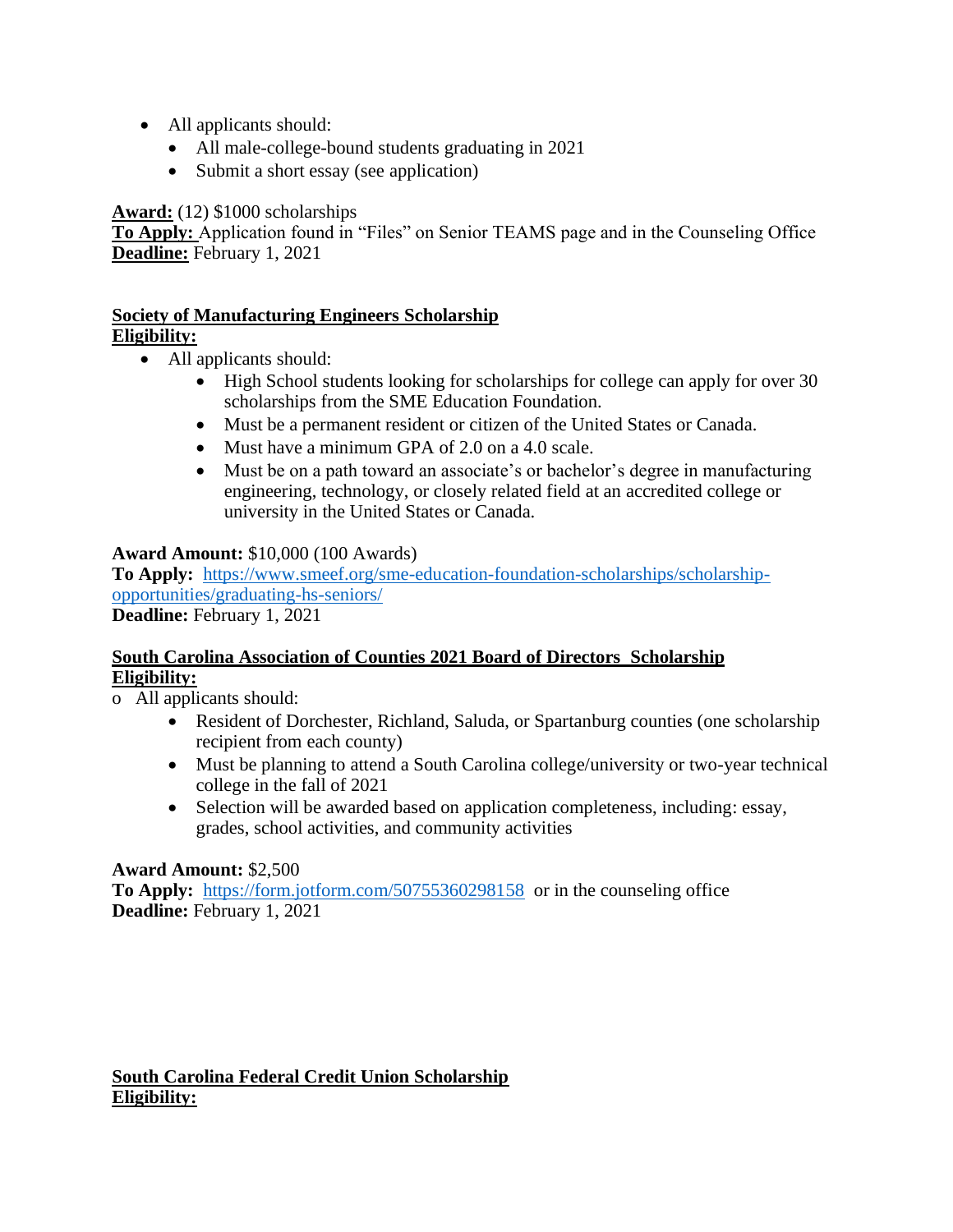- All applicants should:
  - All male-college-bound students graduating in 2021
  - Submit a short essay (see application)

**Award:** (12) $1000 scholarships
**To Apply:** Application found in "Files" on Senior TEAMS page and in the Counseling Office
**Deadline:** February 1, 2021

**Society of Manufacturing Engineers Scholarship**
**Eligibility:**

- All applicants should:
  - High School students looking for scholarships for college can apply for over 30 scholarships from the SME Education Foundation.
  - Must be a permanent resident or citizen of the United States or Canada.
  - Must have a minimum GPA of 2.0 on a 4.0 scale.
  - Must be on a path toward an associate's or bachelor's degree in manufacturing engineering, technology, or closely related field at an accredited college or university in the United States or Canada.

**Award Amount:** $10,000 (100 Awards)
**To Apply:** https://www.smeef.org/sme-education-foundation-scholarships/scholarship-opportunities/graduating-hs-seniors/
**Deadline:** February 1, 2021

**South Carolina Association of Counties 2021 Board of Directors Scholarship**
**Eligibility:**

- All applicants should:
  - Resident of Dorchester, Richland, Saluda, or Spartanburg counties (one scholarship recipient from each county)
  - Must be planning to attend a South Carolina college/university or two-year technical college in the fall of 2021
  - Selection will be awarded based on application completeness, including: essay, grades, school activities, and community activities

**Award Amount:** $2,500
**To Apply:** https://form.jotform.com/50755360298158 or in the counseling office
**Deadline:** February 1, 2021

**South Carolina Federal Credit Union Scholarship**
**Eligibility:**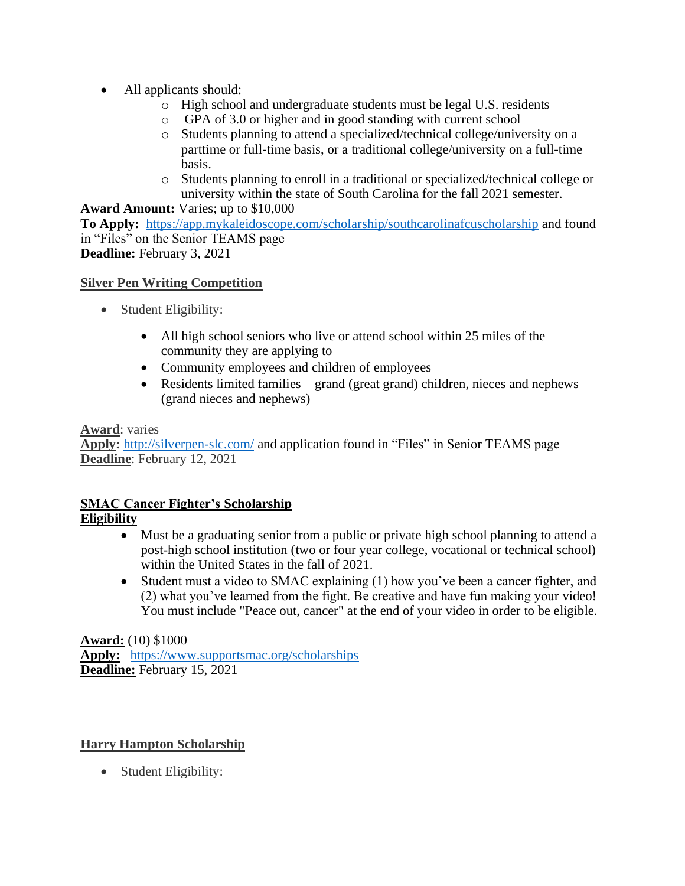- All applicants should:
  - High school and undergraduate students must be legal U.S. residents
  - GPA of 3.0 or higher and in good standing with current school
  - Students planning to attend a specialized/technical college/university on a parttime or full-time basis, or a traditional college/university on a full-time basis.
  - Students planning to enroll in a traditional or specialized/technical college or university within the state of South Carolina for the fall 2021 semester.

**Award Amount:** Varies; up to $10,000
**To Apply:** https://app.mykaleidoscope.com/scholarship/southcarolinafcuscholarship and found in "Files" on the Senior TEAMS page
**Deadline:** February 3, 2021

## Silver Pen Writing Competition

- Student Eligibility:
  - All high school seniors who live or attend school within 25 miles of the community they are applying to
  - Community employees and children of employees
  - Residents limited families – grand (great grand) children, nieces and nephews (grand nieces and nephews)

**Award**: varies
**Apply:** http://silverpen-slc.com/ and application found in "Files" in Senior TEAMS page
**Deadline**: February 12, 2021

## SMAC Cancer Fighter's Scholarship

**Eligibility**

- Must be a graduating senior from a public or private high school planning to attend a post-high school institution (two or four year college, vocational or technical school) within the United States in the fall of 2021.
- Student must a video to SMAC explaining (1) how you've been a cancer fighter, and (2) what you've learned from the fight. Be creative and have fun making your video! You must include "Peace out, cancer" at the end of your video in order to be eligible.

**Award:** (10) $1000
**Apply:** https://www.supportsmac.org/scholarships
**Deadline:** February 15, 2021

## Harry Hampton Scholarship

- Student Eligibility: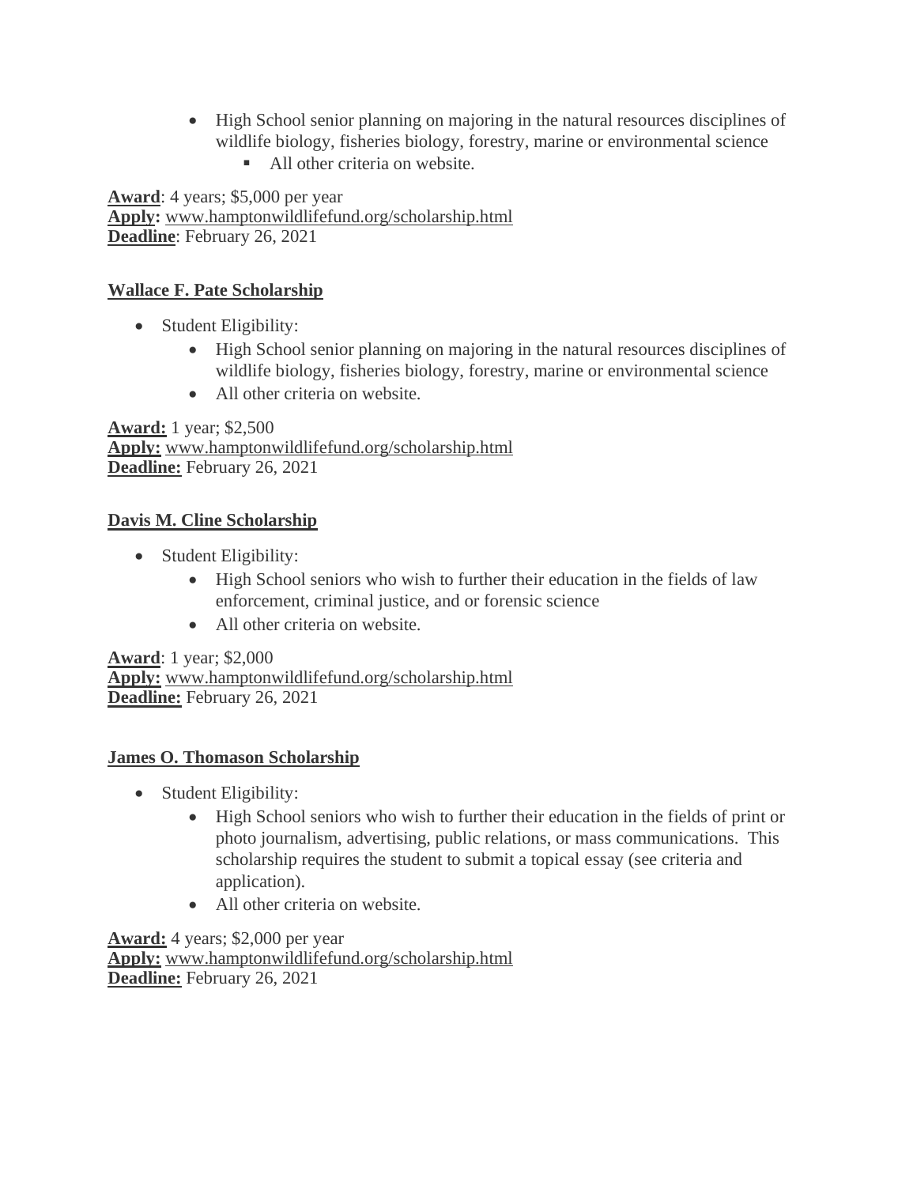- High School senior planning on majoring in the natural resources disciplines of wildlife biology, fisheries biology, forestry, marine or environmental science
  - All other criteria on website.

**Award**: 4 years; $5,000 per year
**Apply:** www.hamptonwildlifefund.org/scholarship.html
**Deadline**: February 26, 2021

**Wallace F. Pate Scholarship**

- Student Eligibility:
  - High School senior planning on majoring in the natural resources disciplines of wildlife biology, fisheries biology, forestry, marine or environmental science
  - All other criteria on website.

**Award:** 1 year; $2,500
**Apply:** www.hamptonwildlifefund.org/scholarship.html
**Deadline:** February 26, 2021

**Davis M. Cline Scholarship**

- Student Eligibility:
  - High School seniors who wish to further their education in the fields of law enforcement, criminal justice, and or forensic science
  - All other criteria on website.

**Award**: 1 year; $2,000
**Apply:** www.hamptonwildlifefund.org/scholarship.html
**Deadline:** February 26, 2021

**James O. Thomason Scholarship**

- Student Eligibility:
  - High School seniors who wish to further their education in the fields of print or photo journalism, advertising, public relations, or mass communications. This scholarship requires the student to submit a topical essay (see criteria and application).
  - All other criteria on website.

**Award:** 4 years; $2,000 per year
**Apply:** www.hamptonwildlifefund.org/scholarship.html
**Deadline:** February 26, 2021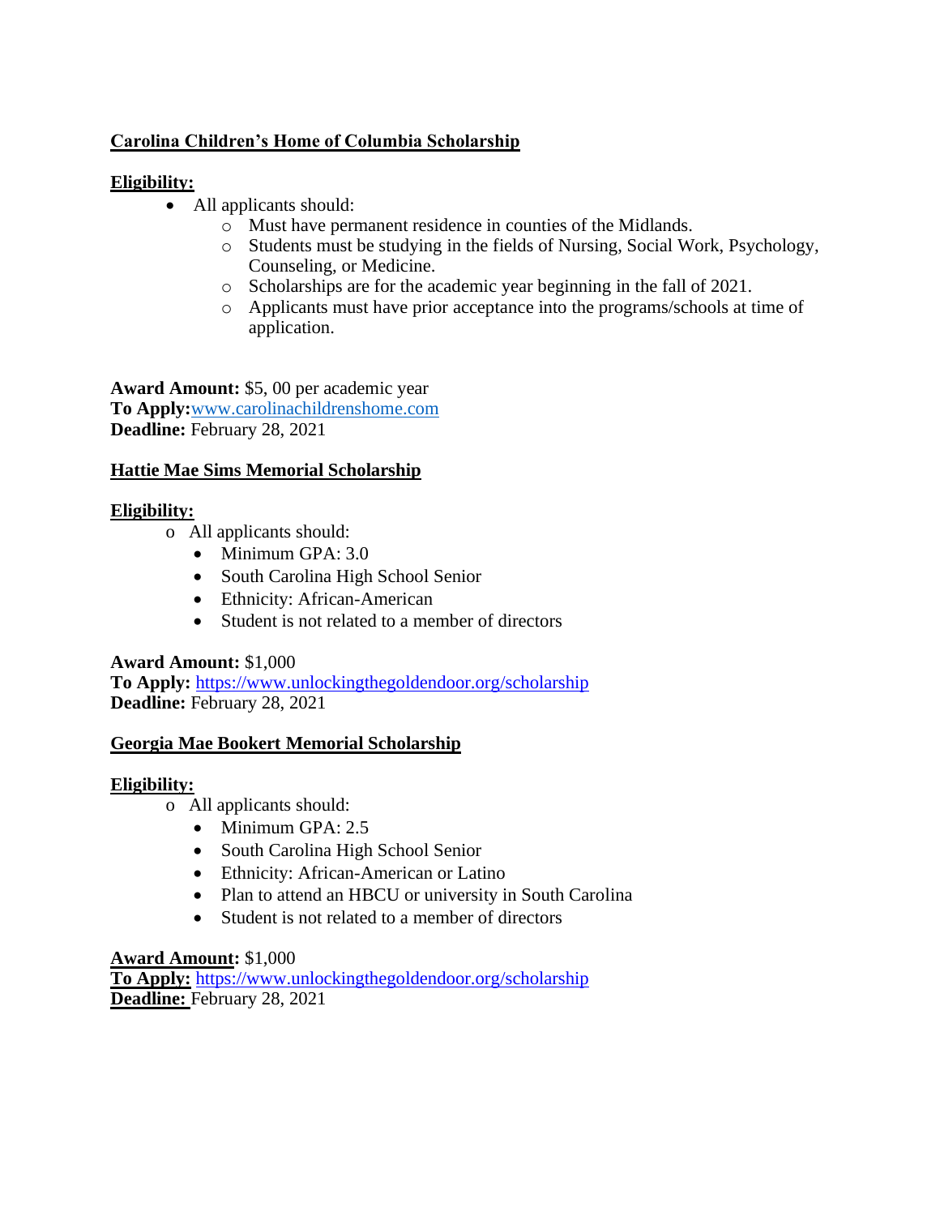**<u>Carolina Children's Home of Columbia Scholarship</u>**

**<u>Eligibility:</u>**

- All applicants should:
  - Must have permanent residence in counties of the Midlands.
  - Students must be studying in the fields of Nursing, Social Work, Psychology, Counseling, or Medicine.
  - Scholarships are for the academic year beginning in the fall of 2021.
  - Applicants must have prior acceptance into the programs/schools at time of application.

**Award Amount:** $5, 00 per academic year
**To Apply:**[www.carolinachildrenshome.com](www.carolinachildrenshome.com)
**Deadline:** February 28, 2021

**<u>Hattie Mae Sims Memorial Scholarship</u>**

**<u>Eligibility:</u>**

- All applicants should:
  - Minimum GPA: 3.0
  - South Carolina High School Senior
  - Ethnicity: African-American
  - Student is not related to a member of directors

**Award Amount:** $1,000
**To Apply:** [https://www.unlockingthegoldendoor.org/scholarship](https://www.unlockingthegoldendoor.org/scholarship)
**Deadline:** February 28, 2021

**<u>Georgia Mae Bookert Memorial Scholarship</u>**

**<u>Eligibility:</u>**

- All applicants should:
  - Minimum GPA: 2.5
  - South Carolina High School Senior
  - Ethnicity: African-American or Latino
  - Plan to attend an HBCU or university in South Carolina
  - Student is not related to a member of directors

**<u>Award Amount</u>:** $1,000
**<u>To Apply:</u>** [https://www.unlockingthegoldendoor.org/scholarship](https://www.unlockingthegoldendoor.org/scholarship)
**<u>Deadline:</u>** February 28, 2021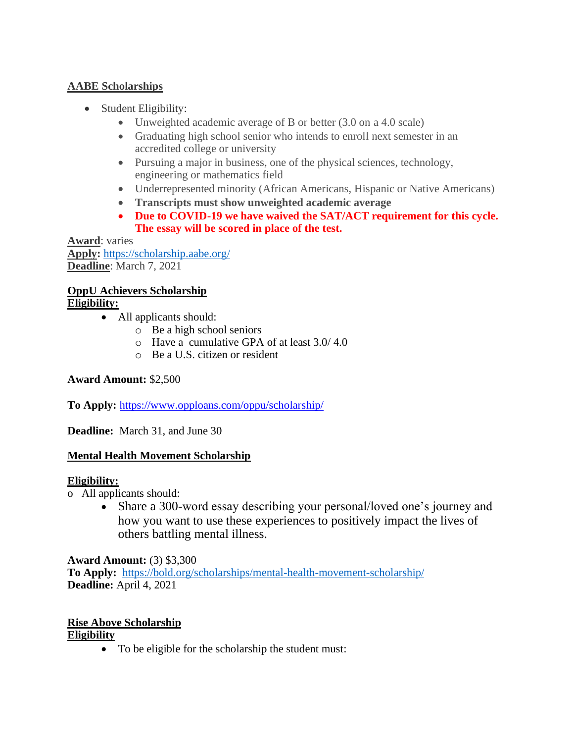## AABE Scholarships

- Student Eligibility:
  - Unweighted academic average of B or better (3.0 on a 4.0 scale)
  - Graduating high school senior who intends to enroll next semester in an accredited college or university
  - Pursuing a major in business, one of the physical sciences, technology, engineering or mathematics field
  - Underrepresented minority (African Americans, Hispanic or Native Americans)
  - **Transcripts must show unweighted academic average**
  - **Due to COVID-19 we have waived the SAT/ACT requirement for this cycle. The essay will be scored in place of the test.**

**Award**: varies
**Apply:** https://scholarship.aabe.org/
**Deadline**: March 7, 2021

## OppU Achievers Scholarship

**Eligibility:**

- All applicants should:
  - Be a high school seniors
  - Have a cumulative GPA of at least 3.0/ 4.0
  - Be a U.S. citizen or resident

**Award Amount:** $2,500

**To Apply:** https://www.opploans.com/oppu/scholarship/

**Deadline:** March 31, and June 30

## Mental Health Movement Scholarship

**Eligibility:**

- All applicants should:
  - Share a 300-word essay describing your personal/loved one's journey and how you want to use these experiences to positively impact the lives of others battling mental illness.

**Award Amount:** (3) $3,300
**To Apply:** https://bold.org/scholarships/mental-health-movement-scholarship/
**Deadline:** April 4, 2021

## Rise Above Scholarship

**Eligibility**

- To be eligible for the scholarship the student must: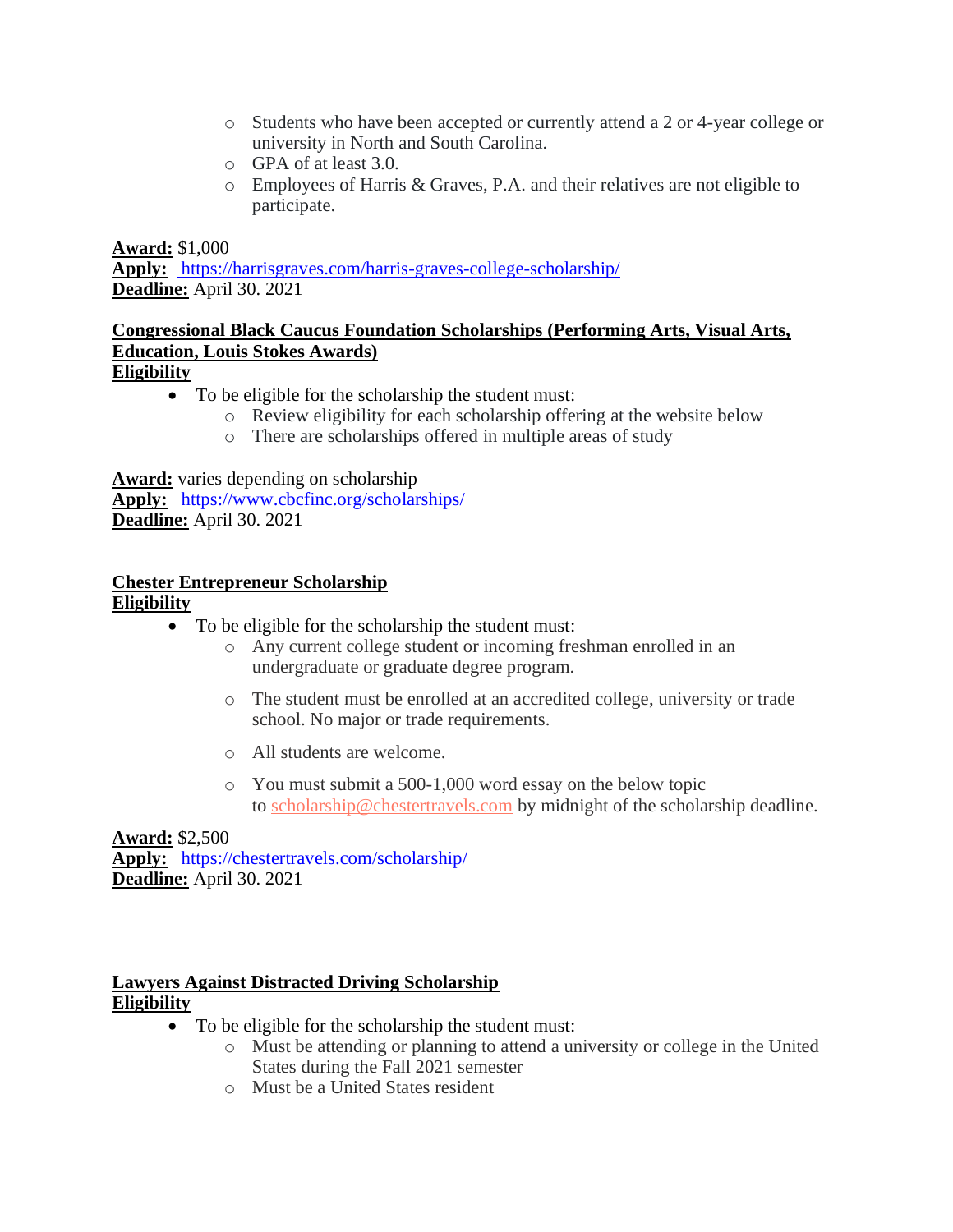- Students who have been accepted or currently attend a 2 or 4-year college or university in North and South Carolina.
  - GPA of at least 3.0.
  - Employees of Harris & Graves, P.A. and their relatives are not eligible to participate.

**Award:** $1,000
**Apply:** https://harrisgraves.com/harris-graves-college-scholarship/
**Deadline:** April 30. 2021

**Congressional Black Caucus Foundation Scholarships (Performing Arts, Visual Arts, Education, Louis Stokes Awards)**
**Eligibility**

- To be eligible for the scholarship the student must:
  - Review eligibility for each scholarship offering at the website below
  - There are scholarships offered in multiple areas of study

**Award:** varies depending on scholarship
**Apply:** https://www.cbcfinc.org/scholarships/
**Deadline:** April 30. 2021

**Chester Entrepreneur Scholarship**
**Eligibility**

- To be eligible for the scholarship the student must:
  - Any current college student or incoming freshman enrolled in an undergraduate or graduate degree program.
  - The student must be enrolled at an accredited college, university or trade school. No major or trade requirements.
  - All students are welcome.
  - You must submit a 500-1,000 word essay on the below topic to scholarship@chestertravels.com by midnight of the scholarship deadline.

**Award:** $2,500
**Apply:** https://chestertravels.com/scholarship/
**Deadline:** April 30. 2021

**Lawyers Against Distracted Driving Scholarship**
**Eligibility**

- To be eligible for the scholarship the student must:
  - Must be attending or planning to attend a university or college in the United States during the Fall 2021 semester
  - Must be a United States resident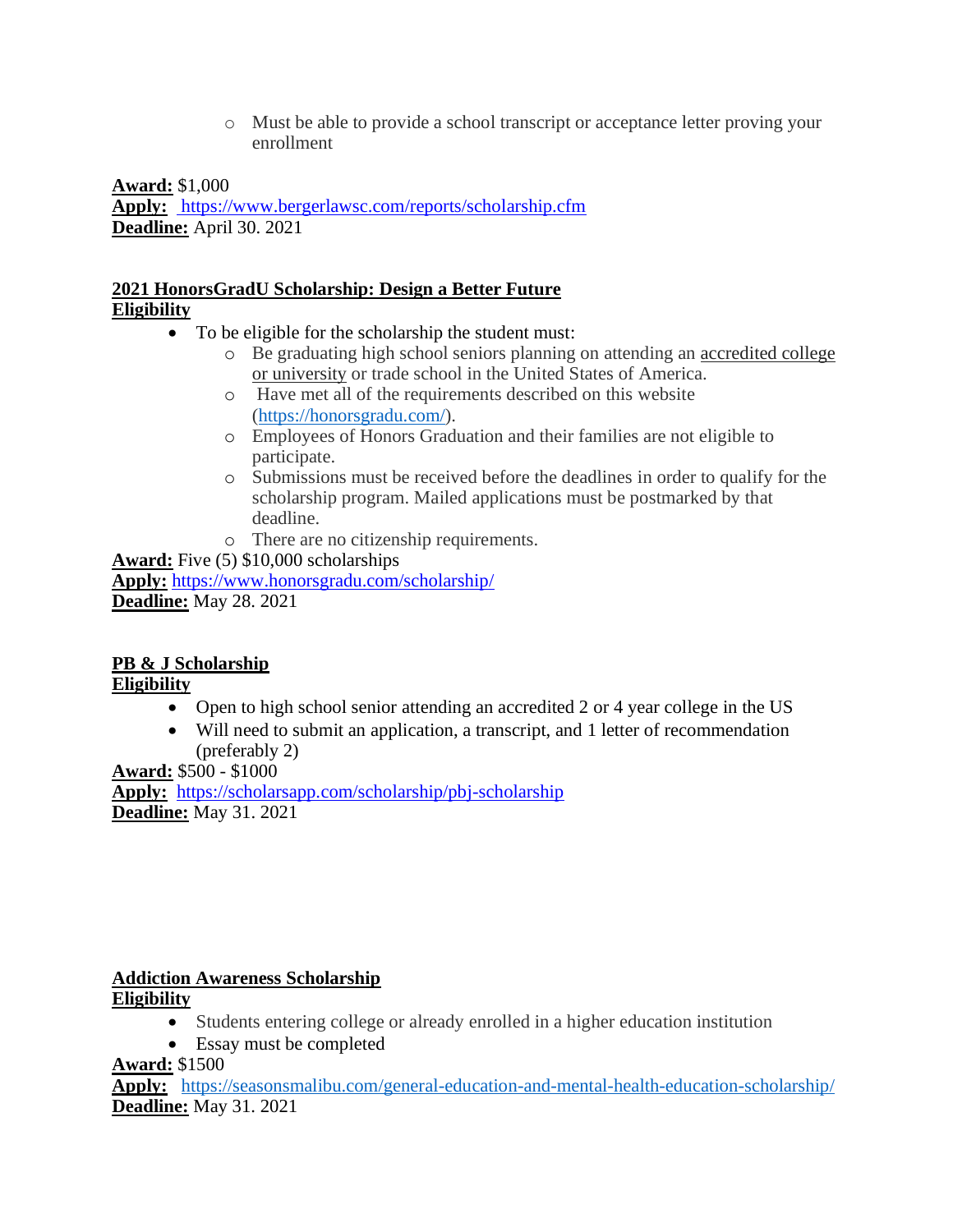- Must be able to provide a school transcript or acceptance letter proving your enrollment

**Award:** $1,000
**Apply:** https://www.bergerlawsc.com/reports/scholarship.cfm
**Deadline:** April 30. 2021

**2021 HonorsGradU Scholarship: Design a Better Future**
**Eligibility**

- To be eligible for the scholarship the student must:
  - Be graduating high school seniors planning on attending an accredited college or university or trade school in the United States of America.
  - Have met all of the requirements described on this website (https://honorsgradu.com/).
  - Employees of Honors Graduation and their families are not eligible to participate.
  - Submissions must be received before the deadlines in order to qualify for the scholarship program. Mailed applications must be postmarked by that deadline.
  - There are no citizenship requirements.

**Award:** Five (5) $10,000 scholarships
**Apply:** https://www.honorsgradu.com/scholarship/
**Deadline:** May 28. 2021

**PB & J Scholarship**
**Eligibility**

- Open to high school senior attending an accredited 2 or 4 year college in the US
- Will need to submit an application, a transcript, and 1 letter of recommendation (preferably 2)

**Award:** $500 - $1000
**Apply:** https://scholarsapp.com/scholarship/pbj-scholarship
**Deadline:** May 31. 2021

**Addiction Awareness Scholarship**
**Eligibility**

- Students entering college or already enrolled in a higher education institution
- Essay must be completed

**Award:** $1500
**Apply:** https://seasonsmalibu.com/general-education-and-mental-health-education-scholarship/
**Deadline:** May 31. 2021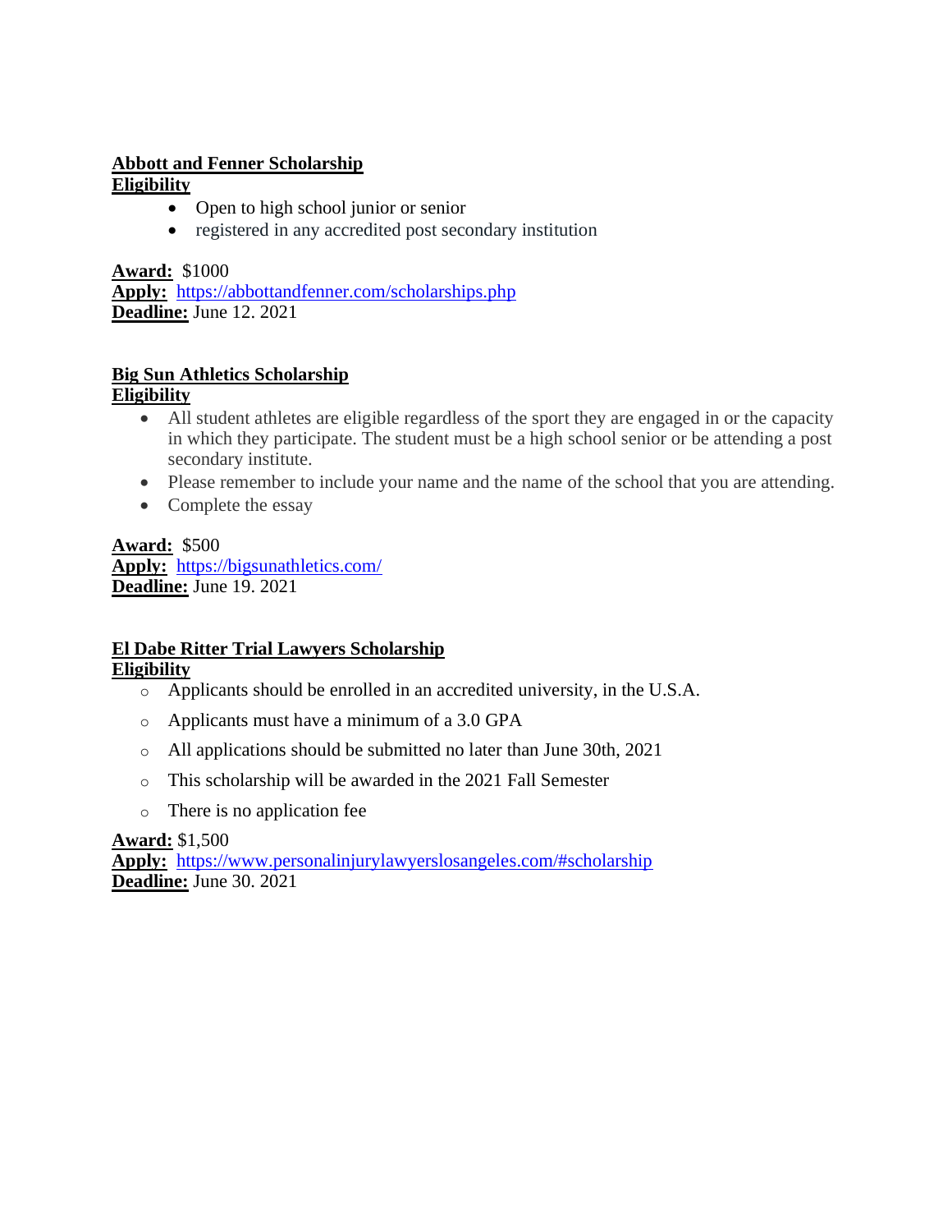**Abbott and Fenner Scholarship**
**Eligibility**

- Open to high school junior or senior
- registered in any accredited post secondary institution

**Award:** $1000
**Apply:** https://abbottandfenner.com/scholarships.php
**Deadline:** June 12. 2021

**Big Sun Athletics Scholarship**
**Eligibility**

- All student athletes are eligible regardless of the sport they are engaged in or the capacity in which they participate. The student must be a high school senior or be attending a post secondary institute.
- Please remember to include your name and the name of the school that you are attending.
- Complete the essay

**Award:** $500
**Apply:** https://bigsunathletics.com/
**Deadline:** June 19. 2021

**El Dabe Ritter Trial Lawyers Scholarship**
**Eligibility**

- Applicants should be enrolled in an accredited university, in the U.S.A.
- Applicants must have a minimum of a 3.0 GPA
- All applications should be submitted no later than June 30th, 2021
- This scholarship will be awarded in the 2021 Fall Semester
- There is no application fee

**Award:** $1,500
**Apply:** https://www.personalinjurylawyerslosangeles.com/#scholarship
**Deadline:** June 30. 2021